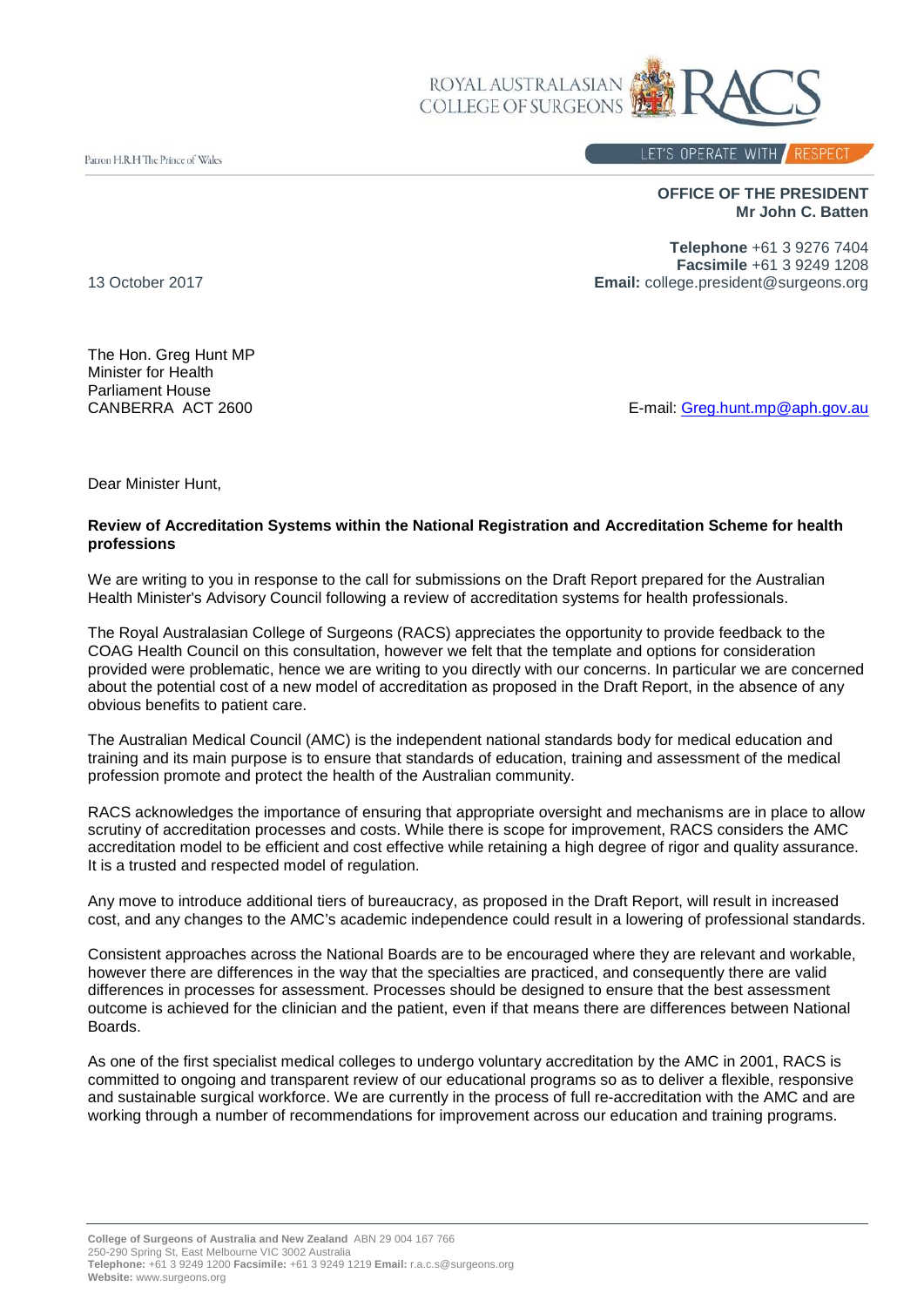ROYAL AUSTRALASIAN COLLEGE OF SURGEONS

Patron H.R.H The Prince of Wales

LET'S OPERATE WITH RESPECT

**OFFICE OF THE PRESIDENT**
**Mr John C. Batten**

**Telephone** +61 3 9276 7404
**Facsimile** +61 3 9249 1208
**Email:** college.president@surgeons.org

13 October 2017

The Hon. Greg Hunt MP
Minister for Health
Parliament House
CANBERRA ACT 2600

E-mail: Greg.hunt.mp@aph.gov.au

Dear Minister Hunt,

**Review of Accreditation Systems within the National Registration and Accreditation Scheme for health professions**

We are writing to you in response to the call for submissions on the Draft Report prepared for the Australian Health Minister's Advisory Council following a review of accreditation systems for health professionals.

The Royal Australasian College of Surgeons (RACS) appreciates the opportunity to provide feedback to the COAG Health Council on this consultation, however we felt that the template and options for consideration provided were problematic, hence we are writing to you directly with our concerns. In particular we are concerned about the potential cost of a new model of accreditation as proposed in the Draft Report, in the absence of any obvious benefits to patient care.

The Australian Medical Council (AMC) is the independent national standards body for medical education and training and its main purpose is to ensure that standards of education, training and assessment of the medical profession promote and protect the health of the Australian community.

RACS acknowledges the importance of ensuring that appropriate oversight and mechanisms are in place to allow scrutiny of accreditation processes and costs. While there is scope for improvement, RACS considers the AMC accreditation model to be efficient and cost effective while retaining a high degree of rigor and quality assurance. It is a trusted and respected model of regulation.

Any move to introduce additional tiers of bureaucracy, as proposed in the Draft Report, will result in increased cost, and any changes to the AMC's academic independence could result in a lowering of professional standards.

Consistent approaches across the National Boards are to be encouraged where they are relevant and workable, however there are differences in the way that the specialties are practiced, and consequently there are valid differences in processes for assessment. Processes should be designed to ensure that the best assessment outcome is achieved for the clinician and the patient, even if that means there are differences between National Boards.

As one of the first specialist medical colleges to undergo voluntary accreditation by the AMC in 2001, RACS is committed to ongoing and transparent review of our educational programs so as to deliver a flexible, responsive and sustainable surgical workforce. We are currently in the process of full re-accreditation with the AMC and are working through a number of recommendations for improvement across our education and training programs.

**College of Surgeons of Australia and New Zealand** ABN 29 004 167 766
250-290 Spring St, East Melbourne VIC 3002 Australia
**Telephone:** +61 3 9249 1200 **Facsimile:** +61 3 9249 1219 **Email:** r.a.c.s@surgeons.org
**Website:** www.surgeons.org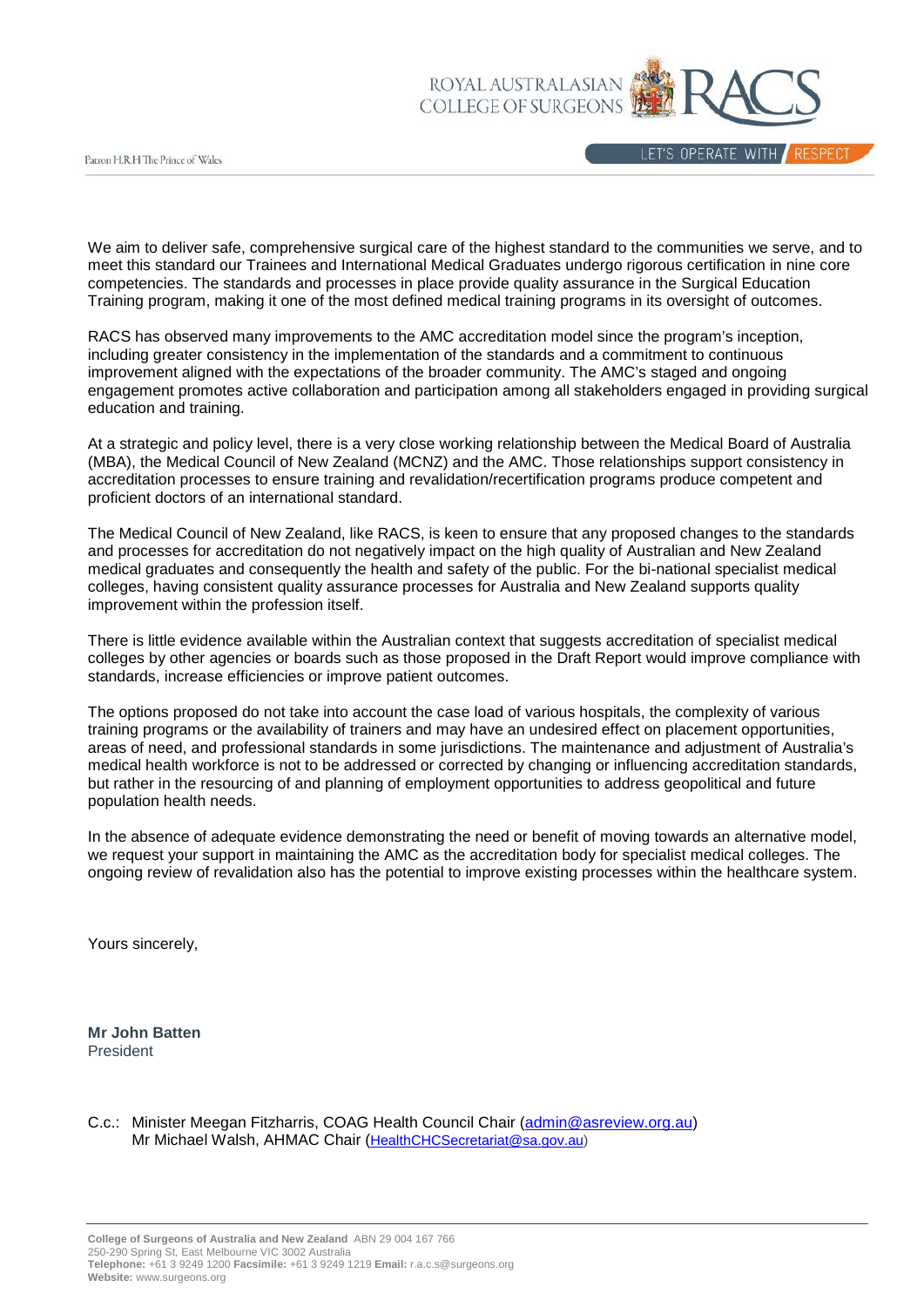We aim to deliver safe, comprehensive surgical care of the highest standard to the communities we serve, and to meet this standard our Trainees and International Medical Graduates undergo rigorous certification in nine core competencies. The standards and processes in place provide quality assurance in the Surgical Education Training program, making it one of the most defined medical training programs in its oversight of outcomes.

RACS has observed many improvements to the AMC accreditation model since the program's inception, including greater consistency in the implementation of the standards and a commitment to continuous improvement aligned with the expectations of the broader community. The AMC's staged and ongoing engagement promotes active collaboration and participation among all stakeholders engaged in providing surgical education and training.

At a strategic and policy level, there is a very close working relationship between the Medical Board of Australia (MBA), the Medical Council of New Zealand (MCNZ) and the AMC. Those relationships support consistency in accreditation processes to ensure training and revalidation/recertification programs produce competent and proficient doctors of an international standard.

The Medical Council of New Zealand, like RACS, is keen to ensure that any proposed changes to the standards and processes for accreditation do not negatively impact on the high quality of Australian and New Zealand medical graduates and consequently the health and safety of the public. For the bi-national specialist medical colleges, having consistent quality assurance processes for Australia and New Zealand supports quality improvement within the profession itself.

There is little evidence available within the Australian context that suggests accreditation of specialist medical colleges by other agencies or boards such as those proposed in the Draft Report would improve compliance with standards, increase efficiencies or improve patient outcomes.

The options proposed do not take into account the case load of various hospitals, the complexity of various training programs or the availability of trainers and may have an undesired effect on placement opportunities, areas of need, and professional standards in some jurisdictions. The maintenance and adjustment of Australia's medical health workforce is not to be addressed or corrected by changing or influencing accreditation standards, but rather in the resourcing of and planning of employment opportunities to address geopolitical and future population health needs.

In the absence of adequate evidence demonstrating the need or benefit of moving towards an alternative model, we request your support in maintaining the AMC as the accreditation body for specialist medical colleges. The ongoing review of revalidation also has the potential to improve existing processes within the healthcare system.

Yours sincerely,

**Mr John Batten**
President

C.c.: Minister Meegan Fitzharris, COAG Health Council Chair (admin@asreview.org.au)
Mr Michael Walsh, AHMAC Chair (HealthCHCSecretariat@sa.gov.au)